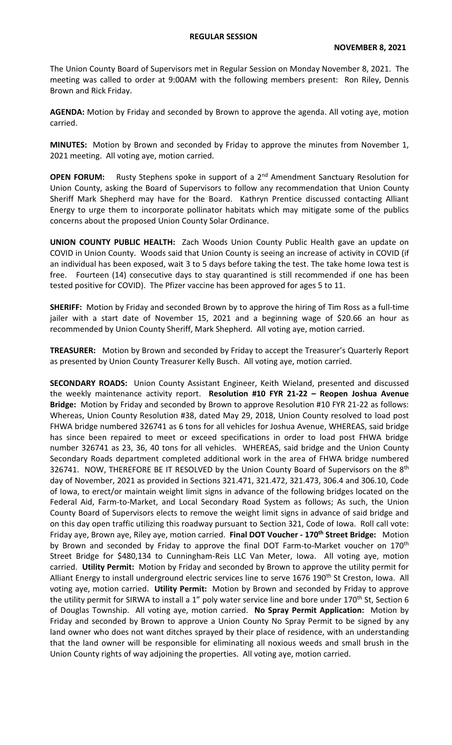# REGULAR SESSION

**NOVEMBER 8, 2021**

The Union County Board of Supervisors met in Regular Session on Monday November 8, 2021. The meeting was called to order at 9:00AM with the following members present: Ron Riley, Dennis Brown and Rick Friday.

**AGENDA:** Motion by Friday and seconded by Brown to approve the agenda. All voting aye, motion carried.

**MINUTES:** Motion by Brown and seconded by Friday to approve the minutes from November 1, 2021 meeting. All voting aye, motion carried.

**OPEN FORUM:** Rusty Stephens spoke in support of a 2nd Amendment Sanctuary Resolution for Union County, asking the Board of Supervisors to follow any recommendation that Union County Sheriff Mark Shepherd may have for the Board. Kathryn Prentice discussed contacting Alliant Energy to urge them to incorporate pollinator habitats which may mitigate some of the publics concerns about the proposed Union County Solar Ordinance.

**UNION COUNTY PUBLIC HEALTH:** Zach Woods Union County Public Health gave an update on COVID in Union County. Woods said that Union County is seeing an increase of activity in COVID (if an individual has been exposed, wait 3 to 5 days before taking the test. The take home Iowa test is free. Fourteen (14) consecutive days to stay quarantined is still recommended if one has been tested positive for COVID). The Pfizer vaccine has been approved for ages 5 to 11.

**SHERIFF:** Motion by Friday and seconded Brown by to approve the hiring of Tim Ross as a full-time jailer with a start date of November 15, 2021 and a beginning wage of $20.66 an hour as recommended by Union County Sheriff, Mark Shepherd. All voting aye, motion carried.

**TREASURER:** Motion by Brown and seconded by Friday to accept the Treasurer's Quarterly Report as presented by Union County Treasurer Kelly Busch. All voting aye, motion carried.

**SECONDARY ROADS:** Union County Assistant Engineer, Keith Wieland, presented and discussed the weekly maintenance activity report. **Resolution #10 FYR 21-22 – Reopen Joshua Avenue Bridge:** Motion by Friday and seconded by Brown to approve Resolution #10 FYR 21-22 as follows: Whereas, Union County Resolution #38, dated May 29, 2018, Union County resolved to load post FHWA bridge numbered 326741 as 6 tons for all vehicles for Joshua Avenue, WHEREAS, said bridge has since been repaired to meet or exceed specifications in order to load post FHWA bridge number 326741 as 23, 36, 40 tons for all vehicles. WHEREAS, said bridge and the Union County Secondary Roads department completed additional work in the area of FHWA bridge numbered 326741. NOW, THEREFORE BE IT RESOLVED by the Union County Board of Supervisors on the 8th day of November, 2021 as provided in Sections 321.471, 321.472, 321.473, 306.4 and 306.10, Code of Iowa, to erect/or maintain weight limit signs in advance of the following bridges located on the Federal Aid, Farm-to-Market, and Local Secondary Road System as follows; As such, the Union County Board of Supervisors elects to remove the weight limit signs in advance of said bridge and on this day open traffic utilizing this roadway pursuant to Section 321, Code of Iowa. Roll call vote: Friday aye, Brown aye, Riley aye, motion carried. **Final DOT Voucher - 170th Street Bridge:** Motion by Brown and seconded by Friday to approve the final DOT Farm-to-Market voucher on 170th Street Bridge for $480,134 to Cunningham-Reis LLC Van Meter, Iowa. All voting aye, motion carried. **Utility Permit:** Motion by Friday and seconded by Brown to approve the utility permit for Alliant Energy to install underground electric services line to serve 1676 190th St Creston, Iowa. All voting aye, motion carried. **Utility Permit:** Motion by Brown and seconded by Friday to approve the utility permit for SIRWA to install a 1" poly water service line and bore under 170th St, Section 6 of Douglas Township. All voting aye, motion carried. **No Spray Permit Application:** Motion by Friday and seconded by Brown to approve a Union County No Spray Permit to be signed by any land owner who does not want ditches sprayed by their place of residence, with an understanding that the land owner will be responsible for eliminating all noxious weeds and small brush in the Union County rights of way adjoining the properties. All voting aye, motion carried.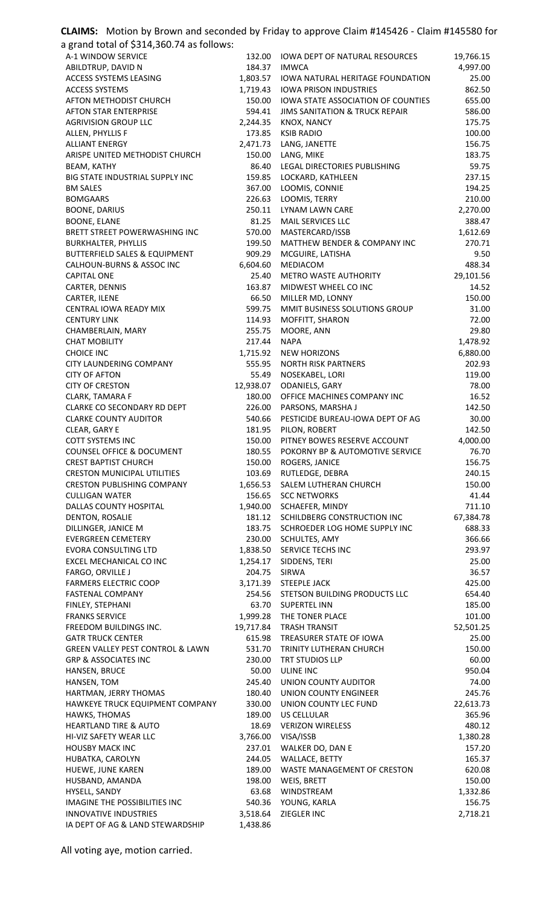**CLAIMS:** Motion by Brown and seconded by Friday to approve Claim #145426 - Claim #145580 for a grand total of $314,360.74 as follows:

| Vendor | Amount | Vendor | Amount |
|---|---|---|---|
| A-1 WINDOW SERVICE | 132.00 | IOWA DEPT OF NATURAL RESOURCES | 19,766.15 |
| ABILDTRUP, DAVID N | 184.37 | IMWCA | 4,997.00 |
| ACCESS SYSTEMS LEASING | 1,803.57 | IOWA NATURAL HERITAGE FOUNDATION | 25.00 |
| ACCESS SYSTEMS | 1,719.43 | IOWA PRISON INDUSTRIES | 862.50 |
| AFTON METHODIST CHURCH | 150.00 | IOWA STATE ASSOCIATION OF COUNTIES | 655.00 |
| AFTON STAR ENTERPRISE | 594.41 | JIMS SANITATION & TRUCK REPAIR | 586.00 |
| AGRIVISION GROUP LLC | 2,244.35 | KNOX, NANCY | 175.75 |
| ALLEN, PHYLLIS F | 173.85 | KSIB RADIO | 100.00 |
| ALLIANT ENERGY | 2,471.73 | LANG, JANETTE | 156.75 |
| ARISPE UNITED METHODIST CHURCH | 150.00 | LANG, MIKE | 183.75 |
| BEAM, KATHY | 86.40 | LEGAL DIRECTORIES PUBLISHING | 59.75 |
| BIG STATE INDUSTRIAL SUPPLY INC | 159.85 | LOCKARD, KATHLEEN | 237.15 |
| BM SALES | 367.00 | LOOMIS, CONNIE | 194.25 |
| BOMGAARS | 226.63 | LOOMIS, TERRY | 210.00 |
| BOONE, DARIUS | 250.11 | LYNAM LAWN CARE | 2,270.00 |
| BOONE, ELANE | 81.25 | MAIL SERVICES LLC | 388.47 |
| BRETT STREET POWERWASHING INC | 570.00 | MASTERCARD/ISSB | 1,612.69 |
| BURKHALTER, PHYLLIS | 199.50 | MATTHEW BENDER & COMPANY INC | 270.71 |
| BUTTERFIELD SALES & EQUIPMENT | 909.29 | MCGUIRE, LATISHA | 9.50 |
| CALHOUN-BURNS & ASSOC INC | 6,604.60 | MEDIACOM | 488.34 |
| CAPITAL ONE | 25.40 | METRO WASTE AUTHORITY | 29,101.56 |
| CARTER, DENNIS | 163.87 | MIDWEST WHEEL CO INC | 14.52 |
| CARTER, ILENE | 66.50 | MILLER MD, LONNY | 150.00 |
| CENTRAL IOWA READY MIX | 599.75 | MMIT BUSINESS SOLUTIONS GROUP | 31.00 |
| CENTURY LINK | 114.93 | MOFFITT, SHARON | 72.00 |
| CHAMBERLAIN, MARY | 255.75 | MOORE, ANN | 29.80 |
| CHAT MOBILITY | 217.44 | NAPA | 1,478.92 |
| CHOICE INC | 1,715.92 | NEW HORIZONS | 6,880.00 |
| CITY LAUNDERING COMPANY | 555.95 | NORTH RISK PARTNERS | 202.93 |
| CITY OF AFTON | 55.49 | NOSEKABEL, LORI | 119.00 |
| CITY OF CRESTON | 12,938.07 | ODANIELS, GARY | 78.00 |
| CLARK, TAMARA F | 180.00 | OFFICE MACHINES COMPANY INC | 16.52 |
| CLARKE CO SECONDARY RD DEPT | 226.00 | PARSONS, MARSHA J | 142.50 |
| CLARKE COUNTY AUDITOR | 540.66 | PESTICIDE BUREAU-IOWA DEPT OF AG | 30.00 |
| CLEAR, GARY E | 181.95 | PILON, ROBERT | 142.50 |
| COTT SYSTEMS INC | 150.00 | PITNEY BOWES RESERVE ACCOUNT | 4,000.00 |
| COUNSEL OFFICE & DOCUMENT | 180.55 | POKORNY BP & AUTOMOTIVE SERVICE | 76.70 |
| CREST BAPTIST CHURCH | 150.00 | ROGERS, JANICE | 156.75 |
| CRESTON MUNICIPAL UTILITIES | 103.69 | RUTLEDGE, DEBRA | 240.15 |
| CRESTON PUBLISHING COMPANY | 1,656.53 | SALEM LUTHERAN CHURCH | 150.00 |
| CULLIGAN WATER | 156.65 | SCC NETWORKS | 41.44 |
| DALLAS COUNTY HOSPITAL | 1,940.00 | SCHAEFER, MINDY | 711.10 |
| DENTON, ROSALIE | 181.12 | SCHILDBERG CONSTRUCTION INC | 67,384.78 |
| DILLINGER, JANICE M | 183.75 | SCHROEDER LOG HOME SUPPLY INC | 688.33 |
| EVERGREEN CEMETERY | 230.00 | SCHULTES, AMY | 366.66 |
| EVORA CONSULTING LTD | 1,838.50 | SERVICE TECHS INC | 293.97 |
| EXCEL MECHANICAL CO INC | 1,254.17 | SIDDENS, TERI | 25.00 |
| FARGO, ORVILLE J | 204.75 | SIRWA | 36.57 |
| FARMERS ELECTRIC COOP | 3,171.39 | STEEPLE JACK | 425.00 |
| FASTENAL COMPANY | 254.56 | STETSON BUILDING PRODUCTS LLC | 654.40 |
| FINLEY, STEPHANI | 63.70 | SUPERTEL INN | 185.00 |
| FRANKS SERVICE | 1,999.28 | THE TONER PLACE | 101.00 |
| FREEDOM BUILDINGS INC. | 19,717.84 | TRASH TRANSIT | 52,501.25 |
| GATR TRUCK CENTER | 615.98 | TREASURER STATE OF IOWA | 25.00 |
| GREEN VALLEY PEST CONTROL & LAWN | 531.70 | TRINITY LUTHERAN CHURCH | 150.00 |
| GRP & ASSOCIATES INC | 230.00 | TRT STUDIOS LLP | 60.00 |
| HANSEN, BRUCE | 50.00 | ULINE INC | 950.04 |
| HANSEN, TOM | 245.40 | UNION COUNTY AUDITOR | 74.00 |
| HARTMAN, JERRY THOMAS | 180.40 | UNION COUNTY ENGINEER | 245.76 |
| HAWKEYE TRUCK EQUIPMENT COMPANY | 330.00 | UNION COUNTY LEC FUND | 22,613.73 |
| HAWKS, THOMAS | 189.00 | US CELLULAR | 365.96 |
| HEARTLAND TIRE & AUTO | 18.69 | VERIZON WIRELESS | 480.12 |
| HI-VIZ SAFETY WEAR LLC | 3,766.00 | VISA/ISSB | 1,380.28 |
| HOUSBY MACK INC | 237.01 | WALKER DO, DAN E | 157.20 |
| HUBATKA, CAROLYN | 244.05 | WALLACE, BETTY | 165.37 |
| HUEWE, JUNE KAREN | 189.00 | WASTE MANAGEMENT OF CRESTON | 620.08 |
| HUSBAND, AMANDA | 198.00 | WEIS, BRETT | 150.00 |
| HYSELL, SANDY | 63.68 | WINDSTREAM | 1,332.86 |
| IMAGINE THE POSSIBILITIES INC | 540.36 | YOUNG, KARLA | 156.75 |
| INNOVATIVE INDUSTRIES | 3,518.64 | ZIEGLER INC | 2,718.21 |
| IA DEPT OF AG & LAND STEWARDSHIP | 1,438.86 | | |

All voting aye, motion carried.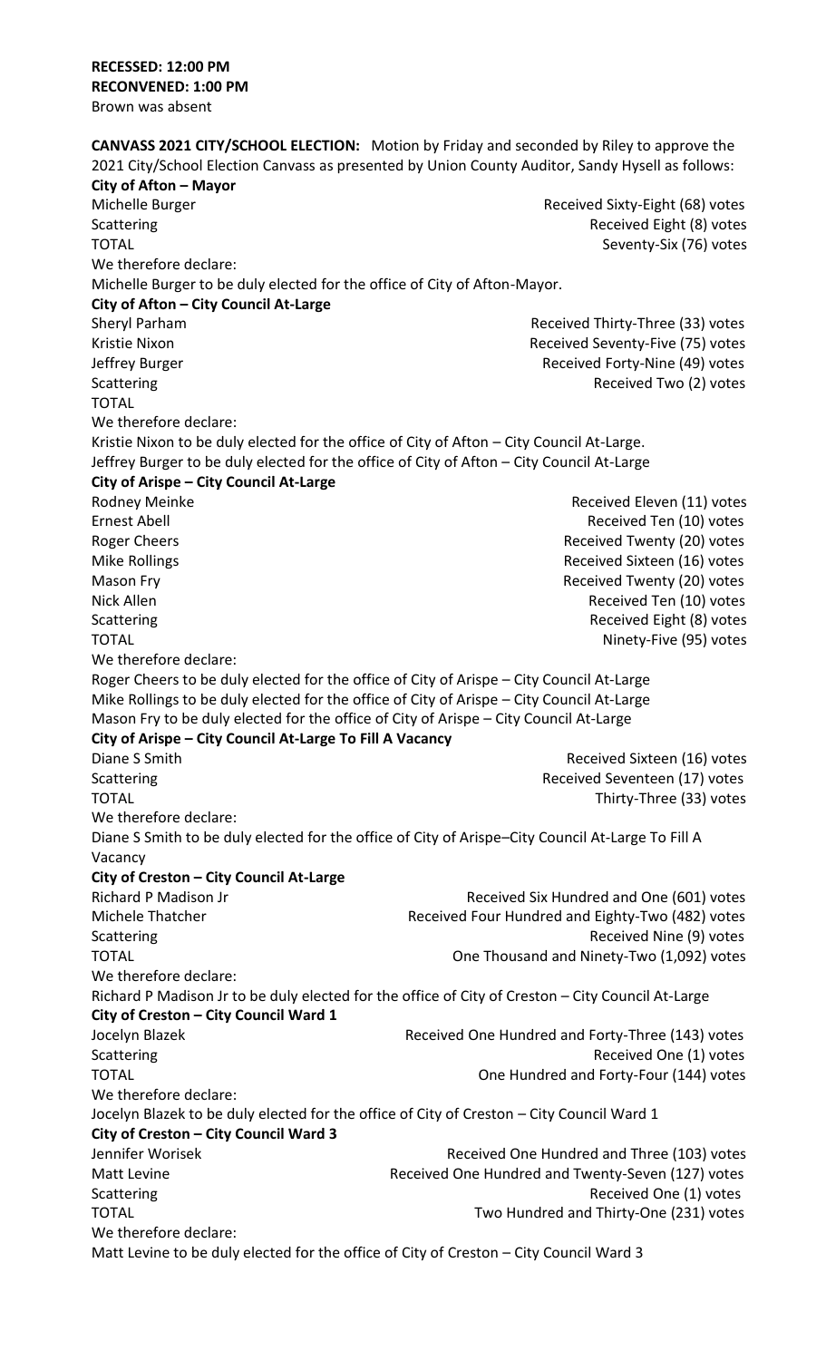**RECESSED: 12:00 PM**
**RECONVENED: 1:00 PM**
Brown was absent

**CANVASS 2021 CITY/SCHOOL ELECTION:** Motion by Friday and seconded by Riley to approve the 2021 City/School Election Canvass as presented by Union County Auditor, Sandy Hysell as follows:

**City of Afton – Mayor**

| | |
|---|---|
| Michelle Burger | Received Sixty-Eight (68) votes |
| Scattering | Received Eight (8) votes |
| TOTAL | Seventy-Six (76) votes |

We therefore declare:
Michelle Burger to be duly elected for the office of City of Afton-Mayor.

**City of Afton – City Council At-Large**

| | |
|---|---|
| Sheryl Parham | Received Thirty-Three (33) votes |
| Kristie Nixon | Received Seventy-Five (75) votes |
| Jeffrey Burger | Received Forty-Nine (49) votes |
| Scattering | Received Two (2) votes |
| TOTAL | |

We therefore declare:
Kristie Nixon to be duly elected for the office of City of Afton – City Council At-Large.
Jeffrey Burger to be duly elected for the office of City of Afton – City Council At-Large

**City of Arispe – City Council At-Large**

| | |
|---|---|
| Rodney Meinke | Received Eleven (11) votes |
| Ernest Abell | Received Ten (10) votes |
| Roger Cheers | Received Twenty (20) votes |
| Mike Rollings | Received Sixteen (16) votes |
| Mason Fry | Received Twenty (20) votes |
| Nick Allen | Received Ten (10) votes |
| Scattering | Received Eight (8) votes |
| TOTAL | Ninety-Five (95) votes |

We therefore declare:
Roger Cheers to be duly elected for the office of City of Arispe – City Council At-Large
Mike Rollings to be duly elected for the office of City of Arispe – City Council At-Large
Mason Fry to be duly elected for the office of City of Arispe – City Council At-Large

**City of Arispe – City Council At-Large To Fill A Vacancy**

| | |
|---|---|
| Diane S Smith | Received Sixteen (16) votes |
| Scattering | Received Seventeen (17) votes |
| TOTAL | Thirty-Three (33) votes |

We therefore declare:
Diane S Smith to be duly elected for the office of City of Arispe–City Council At-Large To Fill A Vacancy

**City of Creston – City Council At-Large**

| | |
|---|---|
| Richard P Madison Jr | Received Six Hundred and One (601) votes |
| Michele Thatcher | Received Four Hundred and Eighty-Two (482) votes |
| Scattering | Received Nine (9) votes |
| TOTAL | One Thousand and Ninety-Two (1,092) votes |

We therefore declare:
Richard P Madison Jr to be duly elected for the office of City of Creston – City Council At-Large

**City of Creston – City Council Ward 1**

| | |
|---|---|
| Jocelyn Blazek | Received One Hundred and Forty-Three (143) votes |
| Scattering | Received One (1) votes |
| TOTAL | One Hundred and Forty-Four (144) votes |

We therefore declare:
Jocelyn Blazek to be duly elected for the office of City of Creston – City Council Ward 1

**City of Creston – City Council Ward 3**

| | |
|---|---|
| Jennifer Worisek | Received One Hundred and Three (103) votes |
| Matt Levine | Received One Hundred and Twenty-Seven (127) votes |
| Scattering | Received One (1) votes |
| TOTAL | Two Hundred and Thirty-One (231) votes |

We therefore declare:
Matt Levine to be duly elected for the office of City of Creston – City Council Ward 3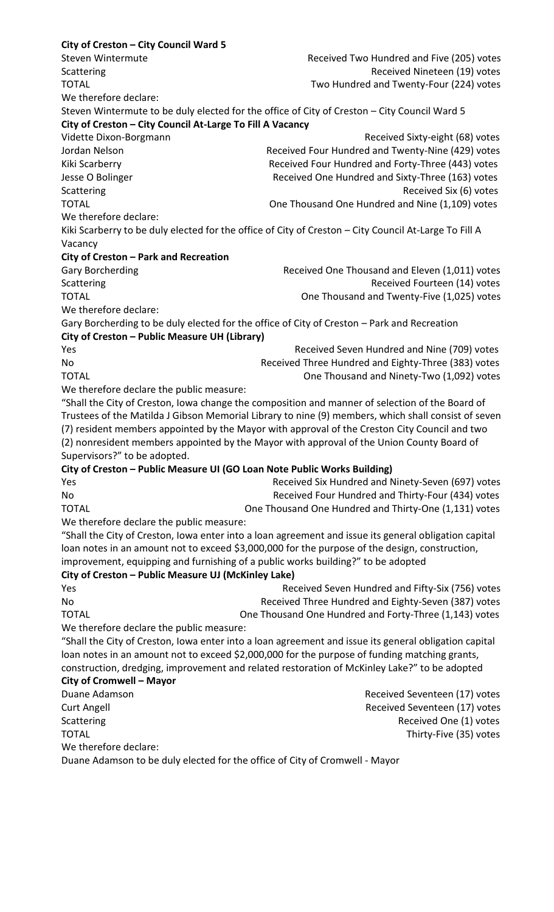**City of Creston – City Council Ward 5**

| | |
|---|---|
| Steven Wintermute | Received Two Hundred and Five (205) votes |
| Scattering | Received Nineteen (19) votes |
| TOTAL | Two Hundred and Twenty-Four (224) votes |

We therefore declare:

Steven Wintermute to be duly elected for the office of City of Creston – City Council Ward 5

**City of Creston – City Council At-Large To Fill A Vacancy**

| | |
|---|---|
| Vidette Dixon-Borgmann | Received Sixty-eight (68) votes |
| Jordan Nelson | Received Four Hundred and Twenty-Nine (429) votes |
| Kiki Scarberry | Received Four Hundred and Forty-Three (443) votes |
| Jesse O Bolinger | Received One Hundred and Sixty-Three (163) votes |
| Scattering | Received Six (6) votes |
| TOTAL | One Thousand One Hundred and Nine (1,109) votes |

We therefore declare:

Kiki Scarberry to be duly elected for the office of City of Creston – City Council At-Large To Fill A Vacancy

**City of Creston – Park and Recreation**

| | |
|---|---|
| Gary Borcherding | Received One Thousand and Eleven (1,011) votes |
| Scattering | Received Fourteen (14) votes |
| TOTAL | One Thousand and Twenty-Five (1,025) votes |

We therefore declare:

Gary Borcherding to be duly elected for the office of City of Creston – Park and Recreation

**City of Creston – Public Measure UH (Library)**

| | |
|---|---|
| Yes | Received Seven Hundred and Nine (709) votes |
| No | Received Three Hundred and Eighty-Three (383) votes |
| TOTAL | One Thousand and Ninety-Two (1,092) votes |

We therefore declare the public measure:

"Shall the City of Creston, Iowa change the composition and manner of selection of the Board of Trustees of the Matilda J Gibson Memorial Library to nine (9) members, which shall consist of seven (7) resident members appointed by the Mayor with approval of the Creston City Council and two (2) nonresident members appointed by the Mayor with approval of the Union County Board of Supervisors?" to be adopted.

**City of Creston – Public Measure UI (GO Loan Note Public Works Building)**

| | |
|---|---|
| Yes | Received Six Hundred and Ninety-Seven (697) votes |
| No | Received Four Hundred and Thirty-Four (434) votes |
| TOTAL | One Thousand One Hundred and Thirty-One (1,131) votes |

We therefore declare the public measure:

"Shall the City of Creston, Iowa enter into a loan agreement and issue its general obligation capital loan notes in an amount not to exceed $3,000,000 for the purpose of the design, construction, improvement, equipping and furnishing of a public works building?" to be adopted

**City of Creston – Public Measure UJ (McKinley Lake)**

| | |
|---|---|
| Yes | Received Seven Hundred and Fifty-Six (756) votes |
| No | Received Three Hundred and Eighty-Seven (387) votes |
| TOTAL | One Thousand One Hundred and Forty-Three (1,143) votes |

We therefore declare the public measure:

"Shall the City of Creston, Iowa enter into a loan agreement and issue its general obligation capital loan notes in an amount not to exceed $2,000,000 for the purpose of funding matching grants, construction, dredging, improvement and related restoration of McKinley Lake?" to be adopted

**City of Cromwell – Mayor**

| | |
|---|---|
| Duane Adamson | Received Seventeen (17) votes |
| Curt Angell | Received Seventeen (17) votes |
| Scattering | Received One (1) votes |
| TOTAL | Thirty-Five (35) votes |

We therefore declare:

Duane Adamson to be duly elected for the office of City of Cromwell - Mayor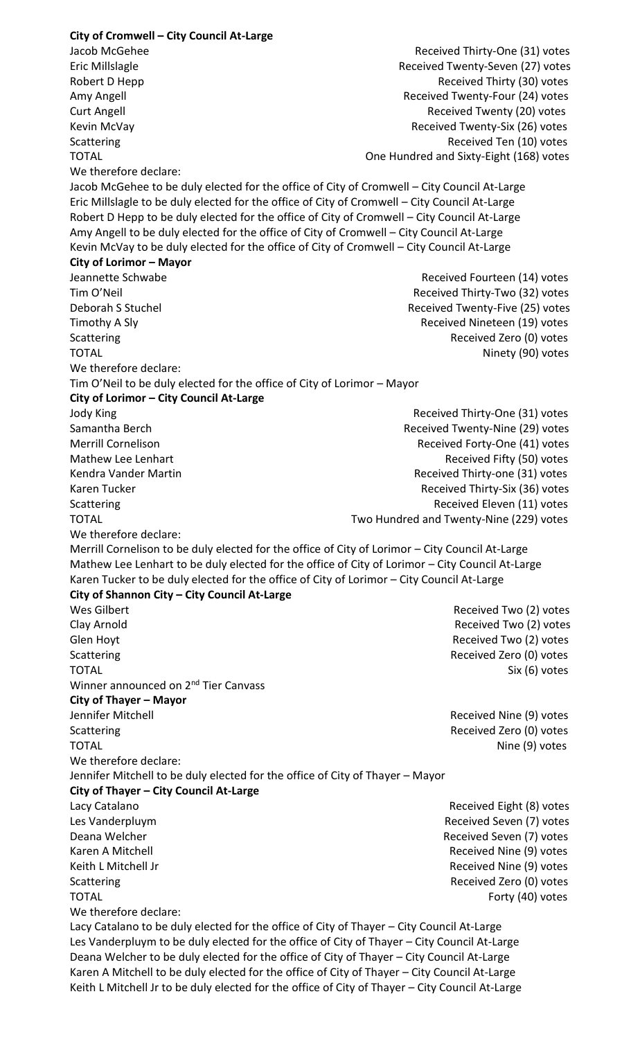**City of Cromwell – City Council At-Large**

| | |
|---|---|
| Jacob McGehee | Received Thirty-One (31) votes |
| Eric Millslagle | Received Twenty-Seven (27) votes |
| Robert D Hepp | Received Thirty (30) votes |
| Amy Angell | Received Twenty-Four (24) votes |
| Curt Angell | Received Twenty (20) votes |
| Kevin McVay | Received Twenty-Six (26) votes |
| Scattering | Received Ten (10) votes |
| TOTAL | One Hundred and Sixty-Eight (168) votes |

We therefore declare:

Jacob McGehee to be duly elected for the office of City of Cromwell – City Council At-Large
Eric Millslagle to be duly elected for the office of City of Cromwell – City Council At-Large
Robert D Hepp to be duly elected for the office of City of Cromwell – City Council At-Large
Amy Angell to be duly elected for the office of City of Cromwell – City Council At-Large
Kevin McVay to be duly elected for the office of City of Cromwell – City Council At-Large

**City of Lorimor – Mayor**

| | |
|---|---|
| Jeannette Schwabe | Received Fourteen (14) votes |
| Tim O'Neil | Received Thirty-Two (32) votes |
| Deborah S Stuchel | Received Twenty-Five (25) votes |
| Timothy A Sly | Received Nineteen (19) votes |
| Scattering | Received Zero (0) votes |
| TOTAL | Ninety (90) votes |

We therefore declare:

Tim O'Neil to be duly elected for the office of City of Lorimor – Mayor

**City of Lorimor – City Council At-Large**

| | |
|---|---|
| Jody King | Received Thirty-One (31) votes |
| Samantha Berch | Received Twenty-Nine (29) votes |
| Merrill Cornelison | Received Forty-One (41) votes |
| Mathew Lee Lenhart | Received Fifty (50) votes |
| Kendra Vander Martin | Received Thirty-one (31) votes |
| Karen Tucker | Received Thirty-Six (36) votes |
| Scattering | Received Eleven (11) votes |
| TOTAL | Two Hundred and Twenty-Nine (229) votes |

We therefore declare:

Merrill Cornelison to be duly elected for the office of City of Lorimor – City Council At-Large
Mathew Lee Lenhart to be duly elected for the office of City of Lorimor – City Council At-Large
Karen Tucker to be duly elected for the office of City of Lorimor – City Council At-Large

**City of Shannon City – City Council At-Large**

| | |
|---|---|
| Wes Gilbert | Received Two (2) votes |
| Clay Arnold | Received Two (2) votes |
| Glen Hoyt | Received Two (2) votes |
| Scattering | Received Zero (0) votes |
| TOTAL | Six (6) votes |

Winner announced on 2nd Tier Canvass

**City of Thayer – Mayor**

| | |
|---|---|
| Jennifer Mitchell | Received Nine (9) votes |
| Scattering | Received Zero (0) votes |
| TOTAL | Nine (9) votes |

We therefore declare:

Jennifer Mitchell to be duly elected for the office of City of Thayer – Mayor

**City of Thayer – City Council At-Large**

| | |
|---|---|
| Lacy Catalano | Received Eight (8) votes |
| Les Vanderpluym | Received Seven (7) votes |
| Deana Welcher | Received Seven (7) votes |
| Karen A Mitchell | Received Nine (9) votes |
| Keith L Mitchell Jr | Received Nine (9) votes |
| Scattering | Received Zero (0) votes |
| TOTAL | Forty (40) votes |

We therefore declare:

Lacy Catalano to be duly elected for the office of City of Thayer – City Council At-Large
Les Vanderpluym to be duly elected for the office of City of Thayer – City Council At-Large
Deana Welcher to be duly elected for the office of City of Thayer – City Council At-Large
Karen A Mitchell to be duly elected for the office of City of Thayer – City Council At-Large
Keith L Mitchell Jr to be duly elected for the office of City of Thayer – City Council At-Large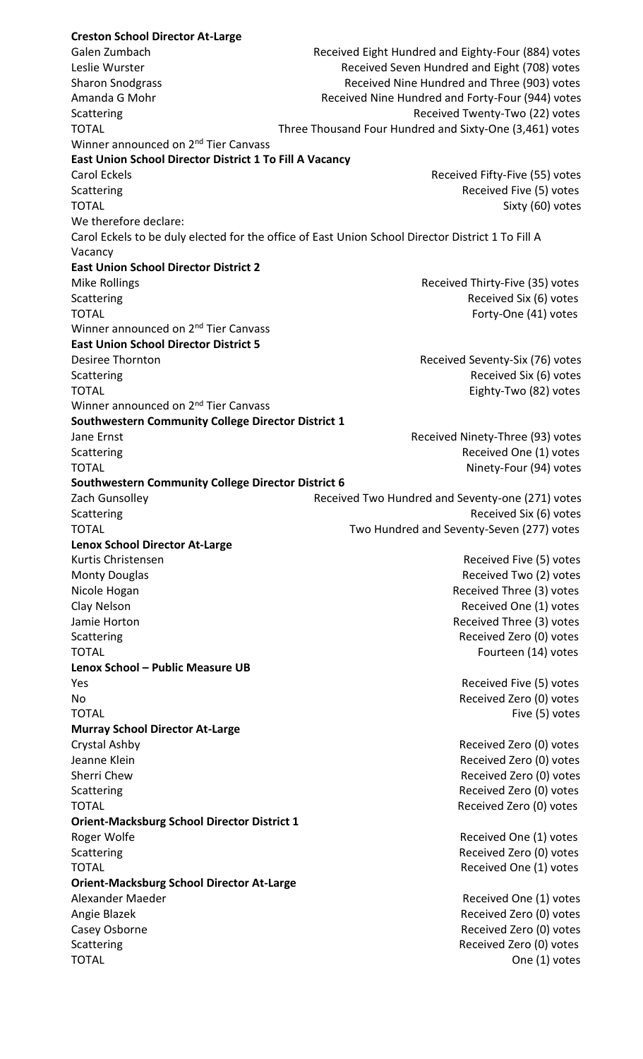**Creston School Director At-Large**

| | |
|---|---|
| Galen Zumbach | Received Eight Hundred and Eighty-Four (884) votes |
| Leslie Wurster | Received Seven Hundred and Eight (708) votes |
| Sharon Snodgrass | Received Nine Hundred and Three (903) votes |
| Amanda G Mohr | Received Nine Hundred and Forty-Four (944) votes |
| Scattering | Received Twenty-Two (22) votes |
| TOTAL | Three Thousand Four Hundred and Sixty-One (3,461) votes |

Winner announced on 2nd Tier Canvass

**East Union School Director District 1 To Fill A Vacancy**

| | |
|---|---|
| Carol Eckels | Received Fifty-Five (55) votes |
| Scattering | Received Five (5) votes |
| TOTAL | Sixty (60) votes |

We therefore declare:

Carol Eckels to be duly elected for the office of East Union School Director District 1 To Fill A Vacancy

**East Union School Director District 2**

| | |
|---|---|
| Mike Rollings | Received Thirty-Five (35) votes |
| Scattering | Received Six (6) votes |
| TOTAL | Forty-One (41) votes |

Winner announced on 2nd Tier Canvass

**East Union School Director District 5**

| | |
|---|---|
| Desiree Thornton | Received Seventy-Six (76) votes |
| Scattering | Received Six (6) votes |
| TOTAL | Eighty-Two (82) votes |

Winner announced on 2nd Tier Canvass

**Southwestern Community College Director District 1**

| | |
|---|---|
| Jane Ernst | Received Ninety-Three (93) votes |
| Scattering | Received One (1) votes |
| TOTAL | Ninety-Four (94) votes |

**Southwestern Community College Director District 6**

| | |
|---|---|
| Zach Gunsolley | Received Two Hundred and Seventy-one (271) votes |
| Scattering | Received Six (6) votes |
| TOTAL | Two Hundred and Seventy-Seven (277) votes |

**Lenox School Director At-Large**

| | |
|---|---|
| Kurtis Christensen | Received Five (5) votes |
| Monty Douglas | Received Two (2) votes |
| Nicole Hogan | Received Three (3) votes |
| Clay Nelson | Received One (1) votes |
| Jamie Horton | Received Three (3) votes |
| Scattering | Received Zero (0) votes |
| TOTAL | Fourteen (14) votes |

**Lenox School – Public Measure UB**

| | |
|---|---|
| Yes | Received Five (5) votes |
| No | Received Zero (0) votes |
| TOTAL | Five (5) votes |

**Murray School Director At-Large**

| | |
|---|---|
| Crystal Ashby | Received Zero (0) votes |
| Jeanne Klein | Received Zero (0) votes |
| Sherri Chew | Received Zero (0) votes |
| Scattering | Received Zero (0) votes |
| TOTAL | Received Zero (0) votes |

**Orient-Macksburg School Director District 1**

| | |
|---|---|
| Roger Wolfe | Received One (1) votes |
| Scattering | Received Zero (0) votes |
| TOTAL | Received One (1) votes |

**Orient-Macksburg School Director At-Large**

| | |
|---|---|
| Alexander Maeder | Received One (1) votes |
| Angie Blazek | Received Zero (0) votes |
| Casey Osborne | Received Zero (0) votes |
| Scattering | Received Zero (0) votes |
| TOTAL | One (1) votes |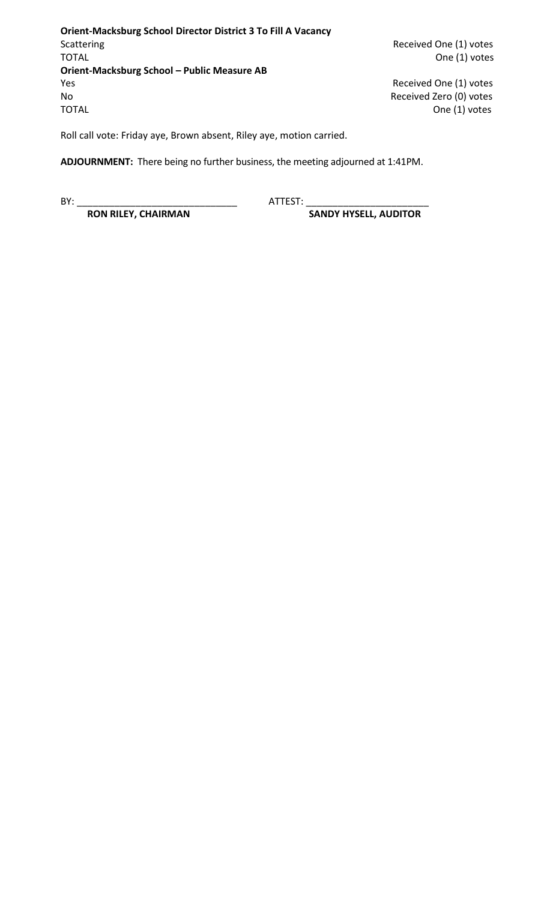**Orient-Macksburg School Director District 3 To Fill A Vacancy**

| | |
|---|---|
| Scattering | Received One (1) votes |
| TOTAL | One (1) votes |

**Orient-Macksburg School – Public Measure AB**

| | |
|---|---|
| Yes | Received One (1) votes |
| No | Received Zero (0) votes |
| TOTAL | One (1) votes |

Roll call vote: Friday aye, Brown absent, Riley aye, motion carried.

**ADJOURNMENT:** There being no further business, the meeting adjourned at 1:41PM.

BY: ______________________________ ATTEST: _______________________

**RON RILEY, CHAIRMAN** **SANDY HYSELL, AUDITOR**